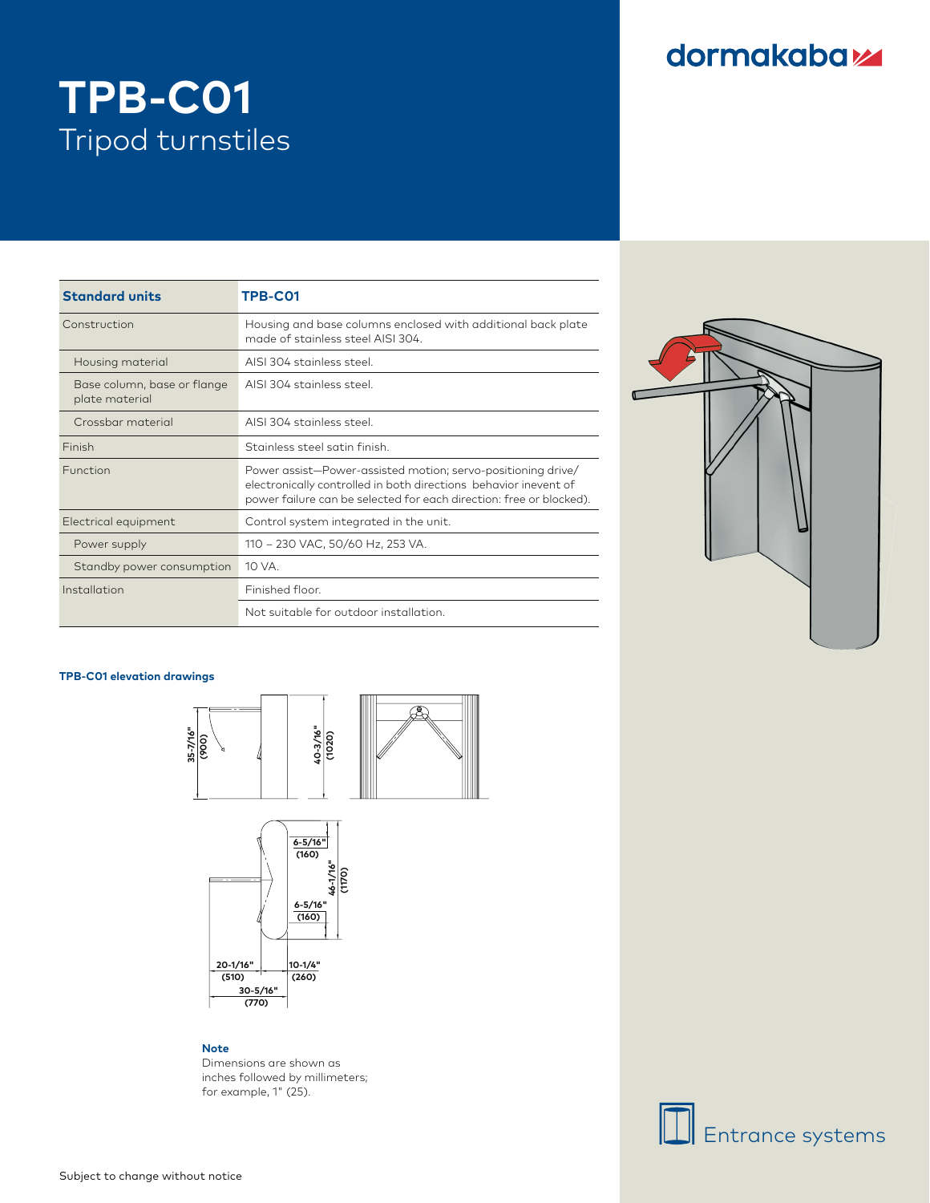dormakaba

# TPB-C01

## Tripod turnstiles

| Standard units | TPB-C01 |
| --- | --- |
| Construction | Housing and base columns enclosed with additional back plate made of stainless steel AISI 304. |
| Housing material | AISI 304 stainless steel. |
| Base column, base or flange plate material | AISI 304 stainless steel. |
| Crossbar material | AISI 304 stainless steel. |
| Finish | Stainless steel satin finish. |
| Function | Power assist—Power-assisted motion; servo-positioning drive/ electronically controlled in both directions behavior invent of power failure can be selected for each direction: free or blocked). |
| Electrical equipment | Control system integrated in the unit. |
| Power supply | 110 – 230 VAC, 50/60 Hz, 253 VA. |
| Standby power consumption | 10 VA. |
| Installation | Finished floor. |
| | Not suitable for outdoor installation. |

**TPB-C01 elevation drawings**

35-7/16" (900)

40-3/16" (1020)

6-5/16" (160)

46-1/16" (1170)

6-5/16" (160)

20-1/16" (510)

10-1/4" (260)

30-5/16" (770)

**Note**
Dimensions are shown as inches followed by millimeters; for example, 1" (25).

Entrance systems

Subject to change without notice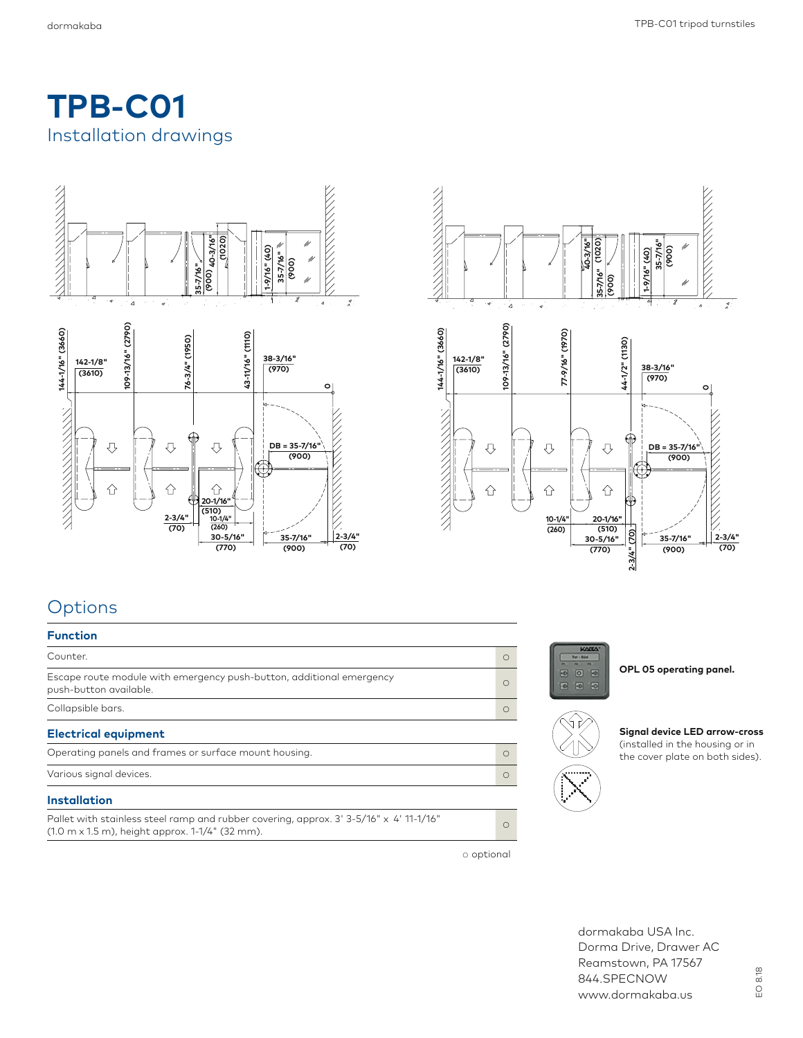# TPB-C01

Installation drawings

144-1/16" (3660)
142-1/8" (3610)
109-13/16" (2790)
76-3/4" (1950)
43-11/16" (1110)
38-3/16" (970)
35-7/16" (900)
40-3/16" (1020)
1-9/16" (40)
DB = 35-7/16" (900)
20-1/16" (510)
10-1/4" (260)
2-3/4" (70)
30-5/16" (770)

144-1/16" (3660)
142-1/8" (3610)
109-13/16" (2790)
77-9/16" (1970)
44-1/2" (1130)
38-3/16" (970)
40-3/16" (1020)
35-7/16" (900)
1-9/16" (40)
DB = 35-7/16" (900)
10-1/4" (260)
20-1/16" (510)
30-5/16" (770)
2-3/4" (70)

## Options

| Function | |
|---|---|
| Counter. | ○ |
| Escape route module with emergency push-button, additional emergency push-button available. | ○ |
| Collapsible bars. | ○ |
| **Electrical equipment** | |
| Operating panels and frames or surface mount housing. | ○ |
| Various signal devices. | ○ |
| **Installation** | |
| Pallet with stainless steel ramp and rubber covering, approx. 3' 3-5/16" x 4' 11-1/16" (1.0 m x 1.5 m), height approx. 1-1/4" (32 mm). | ○ |

○ optional

**OPL 05 operating panel.**

**Signal device LED arrow-cross** (installed in the housing or in the cover plate on both sides).

dormakaba USA Inc.
Dorma Drive, Drawer AC
Reamstown, PA 17567
844.SPECNOW
www.dormakaba.us

EO 8.18